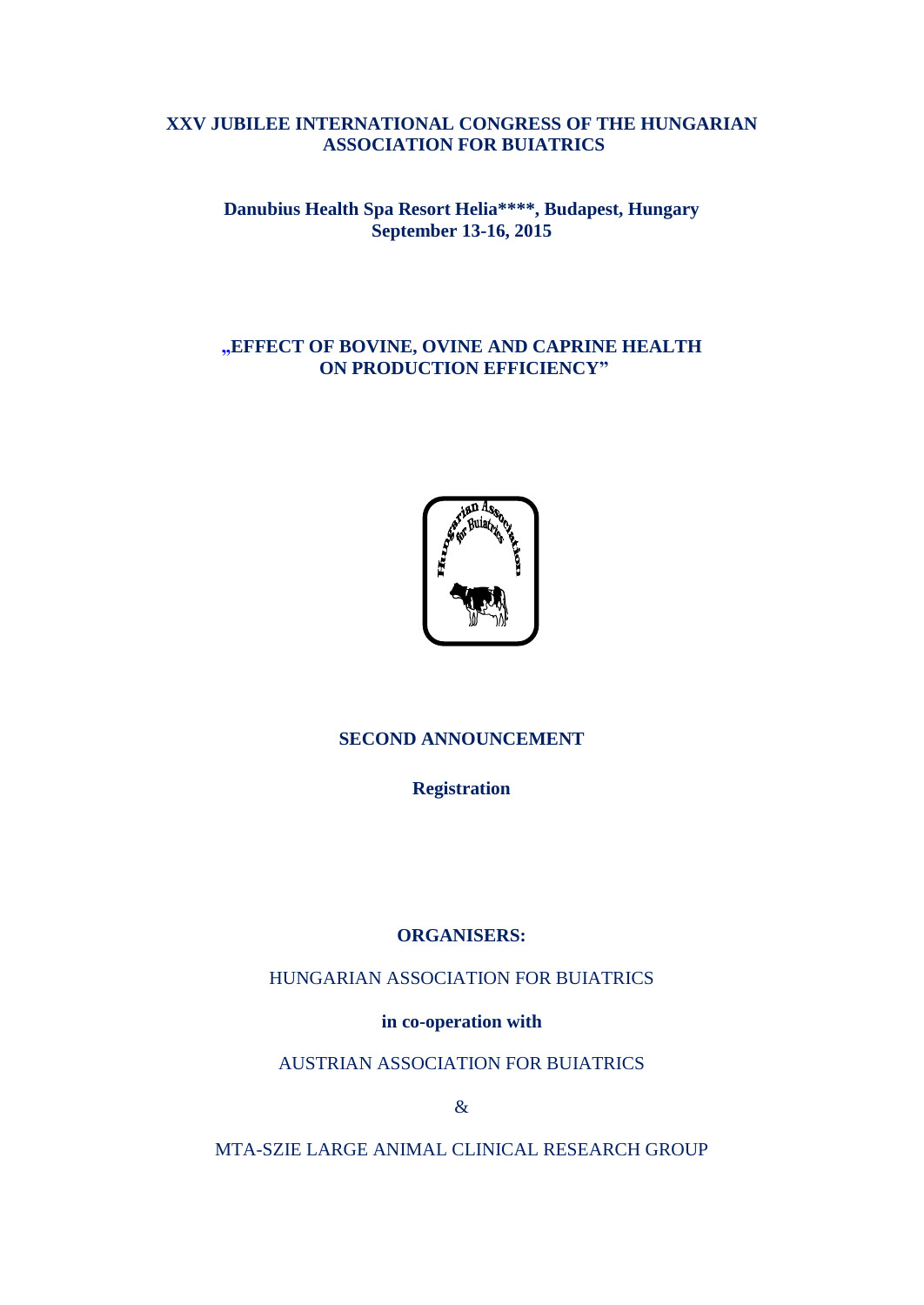# XXV JUBILEE INTERNATIONAL CONGRESS OF THE HUNGARIAN ASSOCIATION FOR BUIATRICS

**Danubius Health Spa Resort Helia****, Budapest, Hungary**
**September 13-16, 2015**

## „EFFECT OF BOVINE, OVINE AND CAPRINE HEALTH ON PRODUCTION EFFICIENCY"

## SECOND ANNOUNCEMENT

**Registration**

**ORGANISERS:**

HUNGARIAN ASSOCIATION FOR BUIATRICS

**in co-operation with**

AUSTRIAN ASSOCIATION FOR BUIATRICS

&

MTA-SZIE LARGE ANIMAL CLINICAL RESEARCH GROUP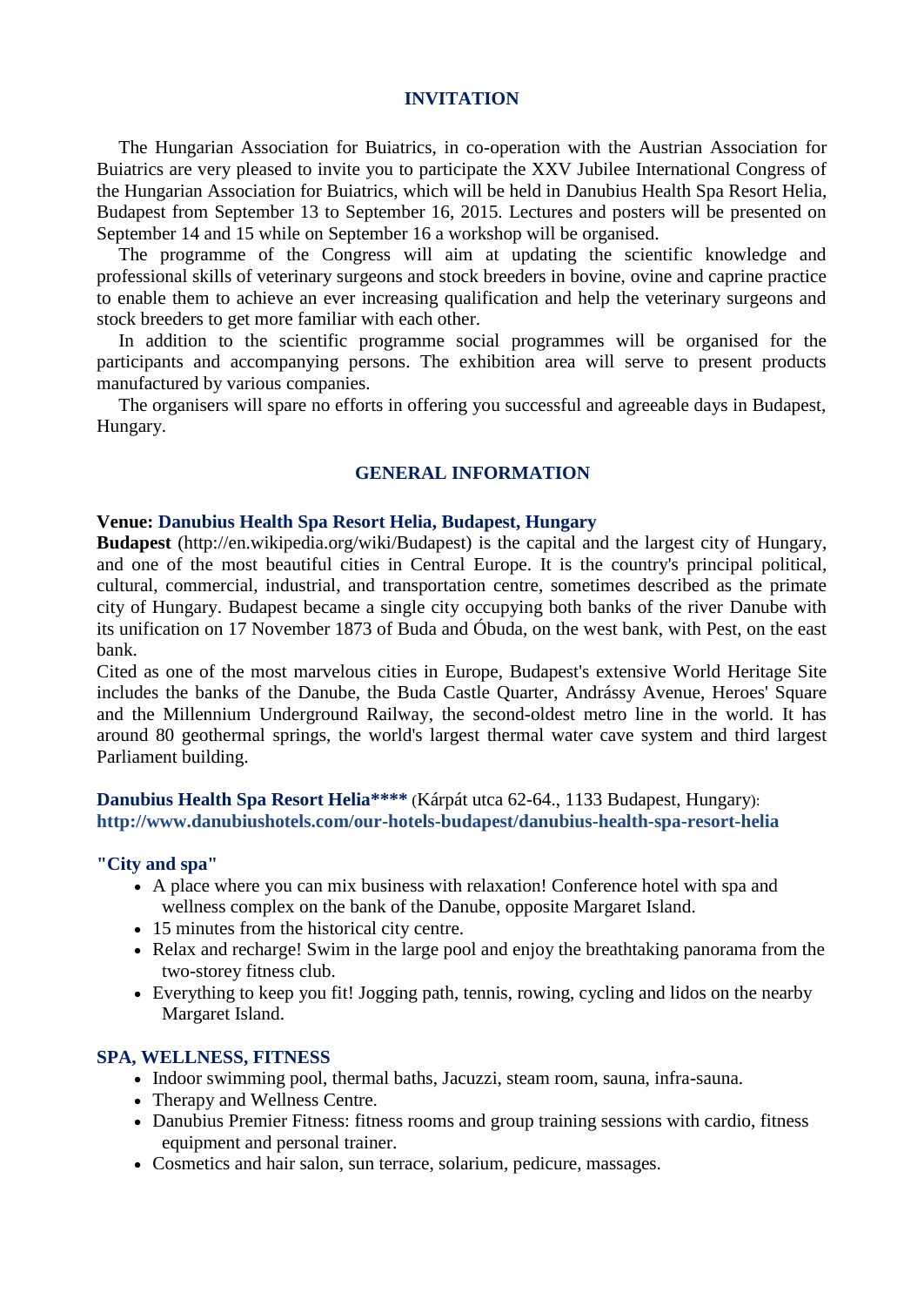## INVITATION

The Hungarian Association for Buiatrics, in co-operation with the Austrian Association for Buiatrics are very pleased to invite you to participate the XXV Jubilee International Congress of the Hungarian Association for Buiatrics, which will be held in Danubius Health Spa Resort Helia, Budapest from September 13 to September 16, 2015. Lectures and posters will be presented on September 14 and 15 while on September 16 a workshop will be organised.

The programme of the Congress will aim at updating the scientific knowledge and professional skills of veterinary surgeons and stock breeders in bovine, ovine and caprine practice to enable them to achieve an ever increasing qualification and help the veterinary surgeons and stock breeders to get more familiar with each other.

In addition to the scientific programme social programmes will be organised for the participants and accompanying persons. The exhibition area will serve to present products manufactured by various companies.

The organisers will spare no efforts in offering you successful and agreeable days in Budapest, Hungary.

## GENERAL INFORMATION

**Venue: Danubius Health Spa Resort Helia, Budapest, Hungary**

**Budapest** (http://en.wikipedia.org/wiki/Budapest) is the capital and the largest city of Hungary, and one of the most beautiful cities in Central Europe. It is the country's principal political, cultural, commercial, industrial, and transportation centre, sometimes described as the primate city of Hungary. Budapest became a single city occupying both banks of the river Danube with its unification on 17 November 1873 of Buda and Óbuda, on the west bank, with Pest, on the east bank.

Cited as one of the most marvelous cities in Europe, Budapest's extensive World Heritage Site includes the banks of the Danube, the Buda Castle Quarter, Andrássy Avenue, Heroes' Square and the Millennium Underground Railway, the second-oldest metro line in the world. It has around 80 geothermal springs, the world's largest thermal water cave system and third largest Parliament building.

**Danubius Health Spa Resort Helia****** (Kárpát utca 62-64., 1133 Budapest, Hungary):
**http://www.danubiushotels.com/our-hotels-budapest/danubius-health-spa-resort-helia**

**"City and spa"**

- A place where you can mix business with relaxation! Conference hotel with spa and wellness complex on the bank of the Danube, opposite Margaret Island.
- 15 minutes from the historical city centre.
- Relax and recharge! Swim in the large pool and enjoy the breathtaking panorama from the two-storey fitness club.
- Everything to keep you fit! Jogging path, tennis, rowing, cycling and lidos on the nearby Margaret Island.

**SPA, WELLNESS, FITNESS**

- Indoor swimming pool, thermal baths, Jacuzzi, steam room, sauna, infra-sauna.
- Therapy and Wellness Centre.
- Danubius Premier Fitness: fitness rooms and group training sessions with cardio, fitness equipment and personal trainer.
- Cosmetics and hair salon, sun terrace, solarium, pedicure, massages.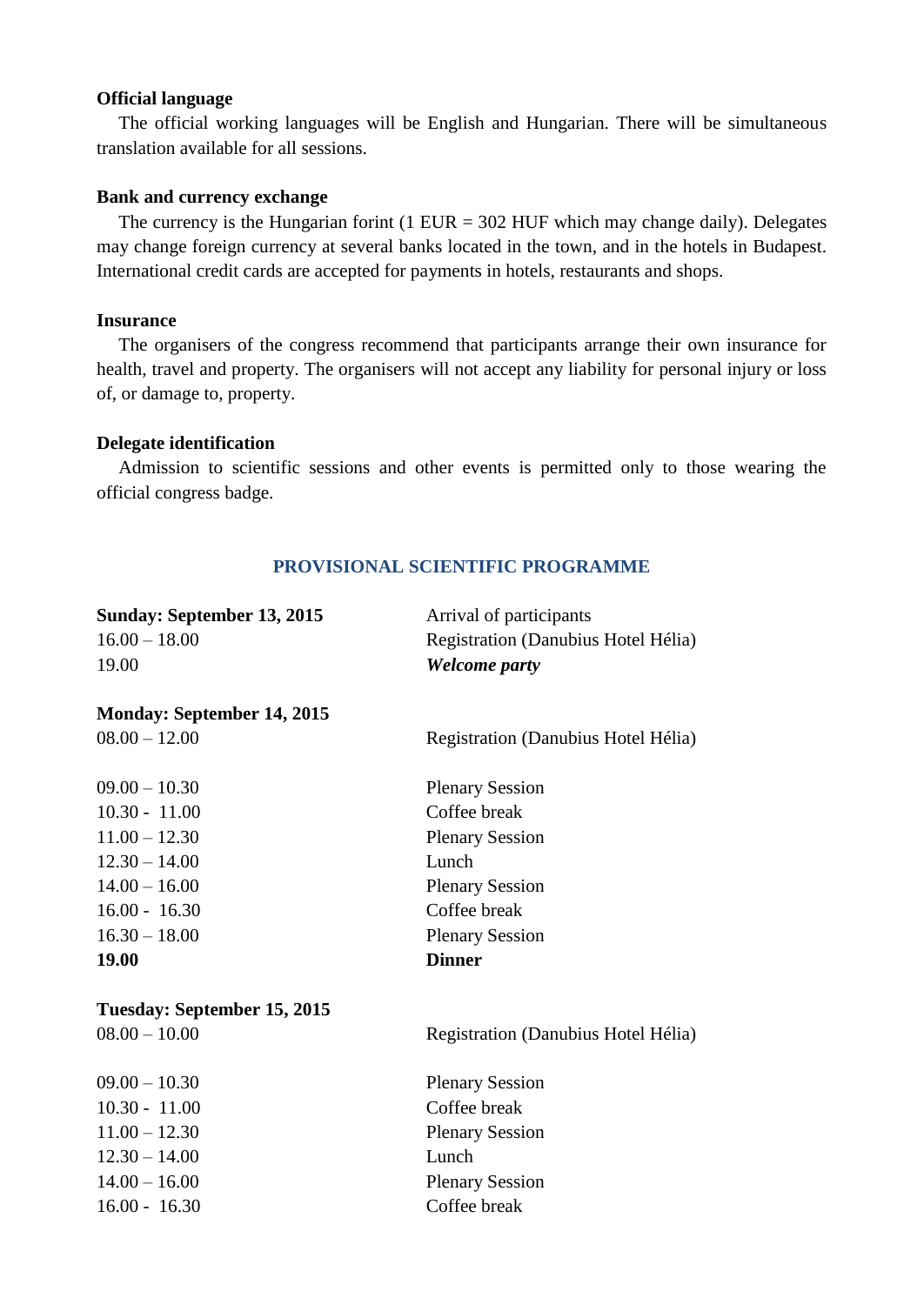**Official language**

The official working languages will be English and Hungarian. There will be simultaneous translation available for all sessions.

**Bank and currency exchange**

The currency is the Hungarian forint (1 EUR = 302 HUF which may change daily). Delegates may change foreign currency at several banks located in the town, and in the hotels in Budapest. International credit cards are accepted for payments in hotels, restaurants and shops.

**Insurance**

The organisers of the congress recommend that participants arrange their own insurance for health, travel and property. The organisers will not accept any liability for personal injury or loss of, or damage to, property.

**Delegate identification**

Admission to scientific sessions and other events is permitted only to those wearing the official congress badge.

## PROVISIONAL SCIENTIFIC PROGRAMME

**Sunday: September 13, 2015** — Arrival of participants

16.00 – 18.00 — Registration (Danubius Hotel Hélia)

19.00 — ***Welcome party***

**Monday: September 14, 2015**

08.00 – 12.00 — Registration (Danubius Hotel Hélia)

09.00 – 10.30 — Plenary Session

10.30 - 11.00 — Coffee break

11.00 – 12.30 — Plenary Session

12.30 – 14.00 — Lunch

14.00 – 16.00 — Plenary Session

16.00 - 16.30 — Coffee break

16.30 – 18.00 — Plenary Session

**19.00** — **Dinner**

**Tuesday: September 15, 2015**

08.00 – 10.00 — Registration (Danubius Hotel Hélia)

09.00 – 10.30 — Plenary Session

10.30 - 11.00 — Coffee break

11.00 – 12.30 — Plenary Session

12.30 – 14.00 — Lunch

14.00 – 16.00 — Plenary Session

16.00 - 16.30 — Coffee break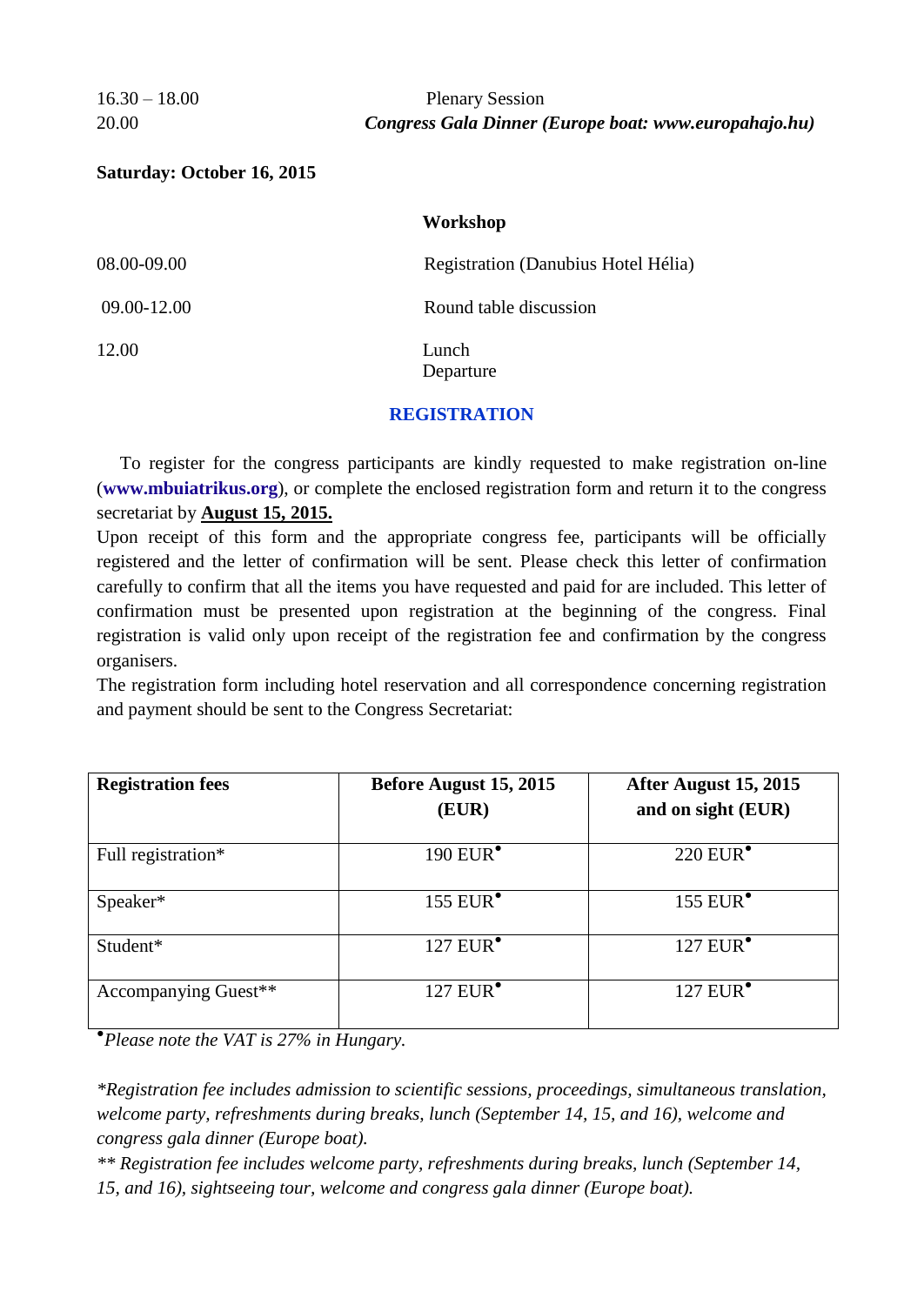16.30 – 18.00 Plenary Session

20.00 ***Congress Gala Dinner (Europe boat: www.europahajo.hu)***

**Saturday: October 16, 2015**

**Workshop**

08.00-09.00 Registration (Danubius Hotel Hélia)

09.00-12.00 Round table discussion

12.00 Lunch

Departure

## REGISTRATION

To register for the congress participants are kindly requested to make registration on-line (**www.mbuiatrikus.org**), or complete the enclosed registration form and return it to the congress secretariat by **August 15, 2015.**

Upon receipt of this form and the appropriate congress fee, participants will be officially registered and the letter of confirmation will be sent. Please check this letter of confirmation carefully to confirm that all the items you have requested and paid for are included. This letter of confirmation must be presented upon registration at the beginning of the congress. Final registration is valid only upon receipt of the registration fee and confirmation by the congress organisers.

The registration form including hotel reservation and all correspondence concerning registration and payment should be sent to the Congress Secretariat:

| **Registration fees** | **Before August 15, 2015 (EUR)** | **After August 15, 2015 and on sight (EUR)** |
|---|---|---|
| Full registration* | 190 EUR• | 220 EUR• |
| Speaker* | 155 EUR• | 155 EUR• |
| Student* | 127 EUR• | 127 EUR• |
| Accompanying Guest** | 127 EUR• | 127 EUR• |

•*Please note the VAT is 27% in Hungary.*

**Registration fee includes admission to scientific sessions, proceedings, simultaneous translation, welcome party, refreshments during breaks, lunch (September 14, 15, and 16), welcome and congress gala dinner (Europe boat).*

*** Registration fee includes welcome party, refreshments during breaks, lunch (September 14, 15, and 16), sightseeing tour, welcome and congress gala dinner (Europe boat).*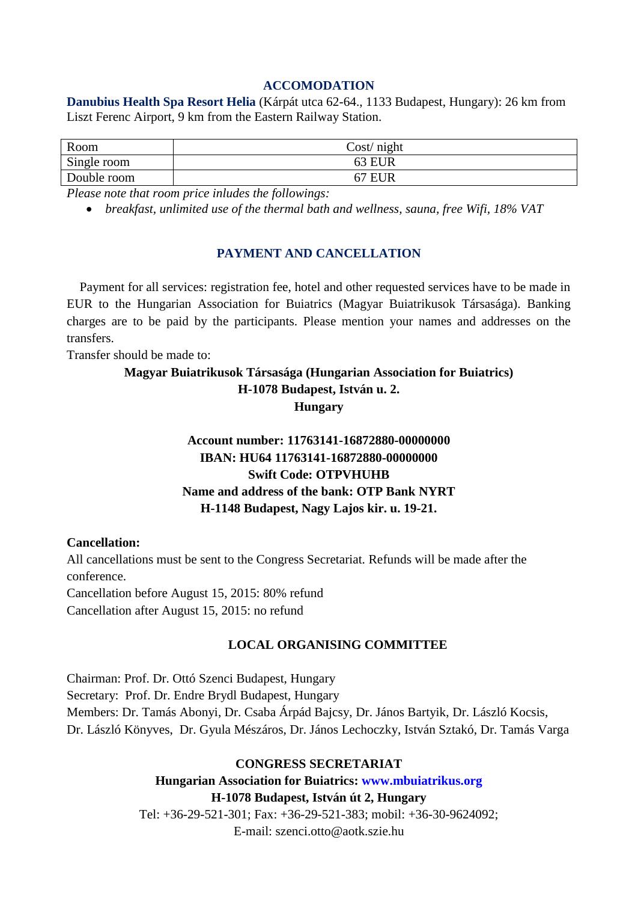## ACCOMODATION

**Danubius Health Spa Resort Helia** (Kárpát utca 62-64., 1133 Budapest, Hungary): 26 km from Liszt Ferenc Airport, 9 km from the Eastern Railway Station.

| Room | Cost/ night |
|---|---|
| Single room | 63 EUR |
| Double room | 67 EUR |

*Please note that room price inludes the followings:*

- *breakfast, unlimited use of the thermal bath and wellness, sauna, free Wifi, 18% VAT*

## PAYMENT AND CANCELLATION

Payment for all services: registration fee, hotel and other requested services have to be made in EUR to the Hungarian Association for Buiatrics (Magyar Buiatrikusok Társasága). Banking charges are to be paid by the participants. Please mention your names and addresses on the transfers.

Transfer should be made to:

**Magyar Buiatrikusok Társasága (Hungarian Association for Buiatrics)**
**H-1078 Budapest, István u. 2.**
**Hungary**

**Account number: 11763141-16872880-00000000**
**IBAN: HU64 11763141-16872880-00000000**
**Swift Code: OTPVHUHB**
**Name and address of the bank: OTP Bank NYRT**
**H-1148 Budapest, Nagy Lajos kir. u. 19-21.**

**Cancellation:**

All cancellations must be sent to the Congress Secretariat. Refunds will be made after the conference.

Cancellation before August 15, 2015: 80% refund

Cancellation after August 15, 2015: no refund

## LOCAL ORGANISING COMMITTEE

Chairman: Prof. Dr. Ottó Szenci Budapest, Hungary

Secretary: Prof. Dr. Endre Brydl Budapest, Hungary

Members: Dr. Tamás Abonyi, Dr. Csaba Árpád Bajcsy, Dr. János Bartyik, Dr. László Kocsis, Dr. László Könyves, Dr. Gyula Mészáros, Dr. János Lechoczky, István Sztakó, Dr. Tamás Varga

## CONGRESS SECRETARIAT

**Hungarian Association for Buiatrics: www.mbuiatrikus.org**
**H-1078 Budapest, István út 2, Hungary**
Tel: +36-29-521-301; Fax: +36-29-521-383; mobil: +36-30-9624092;
E-mail: szenci.otto@aotk.szie.hu